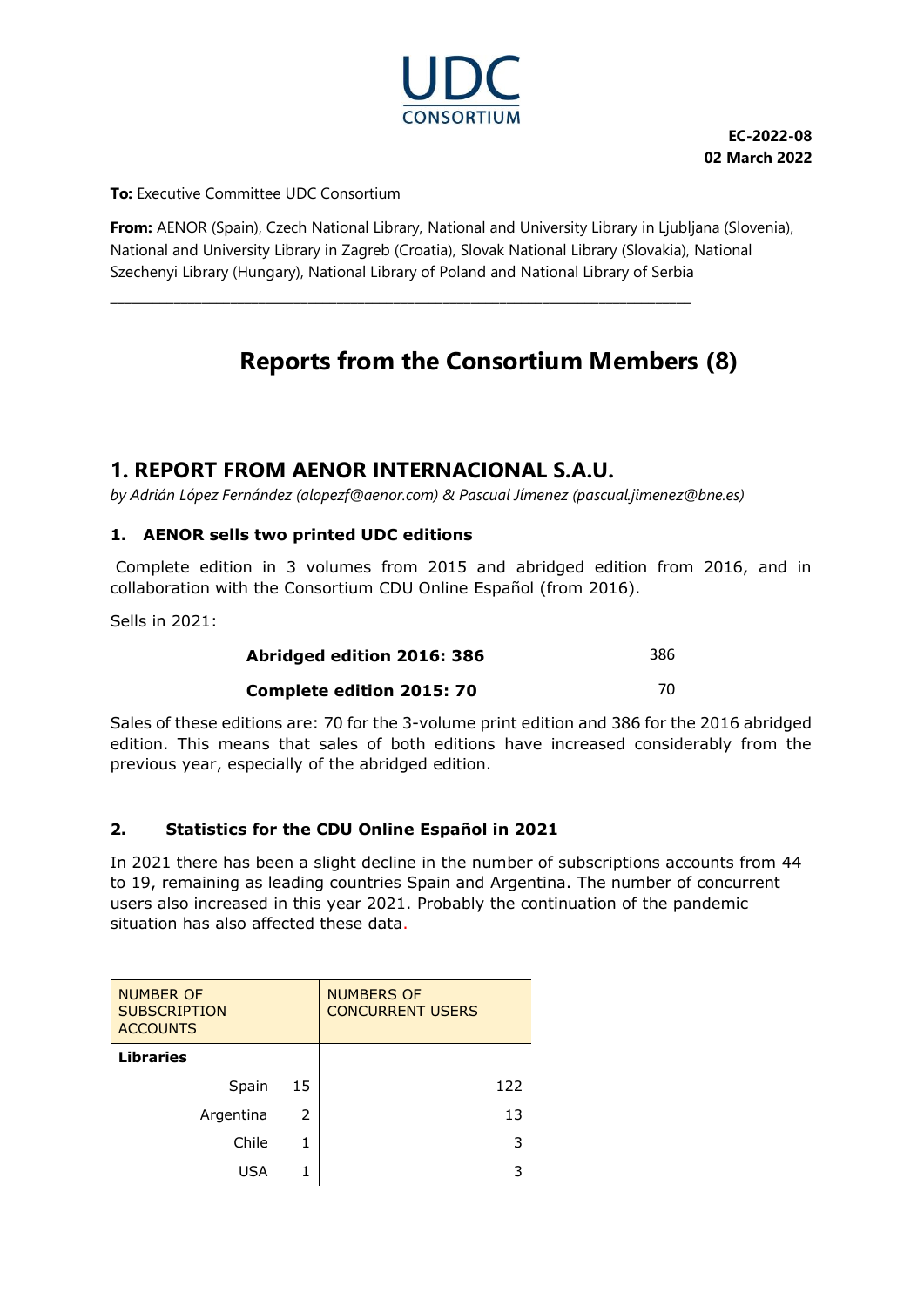UDC CONSORTIUM

**EC-2022-08**
**02 March 2022**

**To:** Executive Committee UDC Consortium

**From:** AENOR (Spain), Czech National Library, National and University Library in Ljubljana (Slovenia), National and University Library in Zagreb (Croatia), Slovak National Library (Slovakia), National Szechenyi Library (Hungary), National Library of Poland and National Library of Serbia

---

# Reports from the Consortium Members (8)

## 1. REPORT FROM AENOR INTERNACIONAL S.A.U.

*by Adrián López Fernández (alopezf@aenor.com) & Pascual Jímenez (pascual.jimenez@bne.es)*

### 1. AENOR sells two printed UDC editions

Complete edition in 3 volumes from 2015 and abridged edition from 2016, and in collaboration with the Consortium CDU Online Español (from 2016).

Sells in 2021:

| | |
|---|---|
| **Abridged edition 2016: 386** | 386 |
| **Complete edition 2015: 70** | 70 |

Sales of these editions are: 70 for the 3-volume print edition and 386 for the 2016 abridged edition. This means that sales of both editions have increased considerably from the previous year, especially of the abridged edition.

### 2. Statistics for the CDU Online Español in 2021

In 2021 there has been a slight decline in the number of subscriptions accounts from 44 to 19, remaining as leading countries Spain and Argentina. The number of concurrent users also increased in this year 2021. Probably the continuation of the pandemic situation has also affected these data.

| NUMBER OF SUBSCRIPTION ACCOUNTS | | NUMBERS OF CONCURRENT USERS |
|---|---|---|
| **Libraries** | | |
| Spain | 15 | 122 |
| Argentina | 2 | 13 |
| Chile | 1 | 3 |
| USA | 1 | 3 |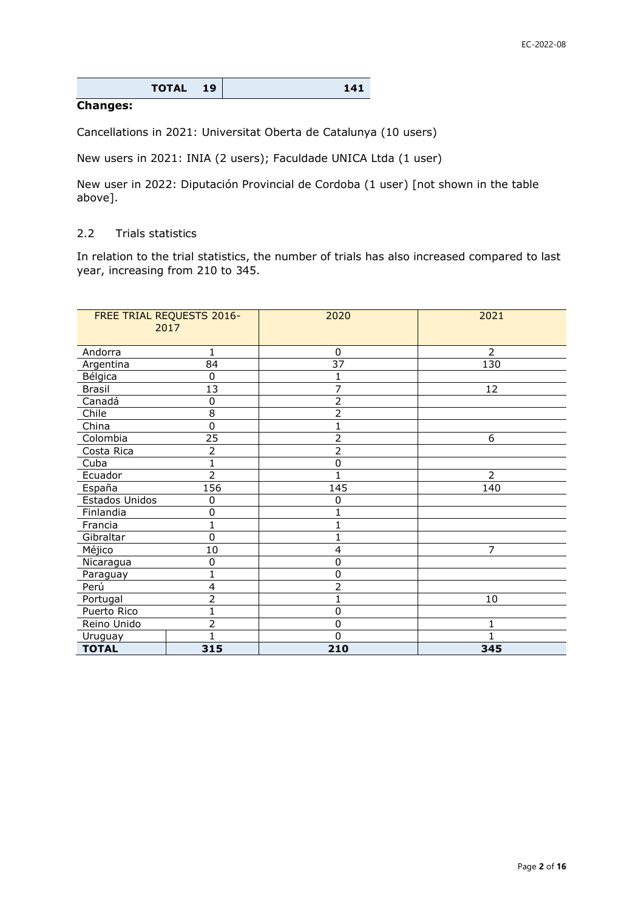| TOTAL | 19 | 141 |
|---|---|---|

**Changes:**

Cancellations in 2021: Universitat Oberta de Catalunya (10 users)

New users in 2021: INIA (2 users); Faculdade UNICA Ltda (1 user)

New user in 2022: Diputación Provincial de Cordoba (1 user) [not shown in the table above].

## 2.2 Trials statistics

In relation to the trial statistics, the number of trials has also increased compared to last year, increasing from 210 to 345.

| FREE TRIAL REQUESTS 2016-2017 | | 2020 | 2021 |
|---|---|---|---|
| Andorra | 1 | 0 | 2 |
| Argentina | 84 | 37 | 130 |
| Bélgica | 0 | 1 | |
| Brasil | 13 | 7 | 12 |
| Canadá | 0 | 2 | |
| Chile | 8 | 2 | |
| China | 0 | 1 | |
| Colombia | 25 | 2 | 6 |
| Costa Rica | 2 | 2 | |
| Cuba | 1 | 0 | |
| Ecuador | 2 | 1 | 2 |
| España | 156 | 145 | 140 |
| Estados Unidos | 0 | 0 | |
| Finlandia | 0 | 1 | |
| Francia | 1 | 1 | |
| Gibraltar | 0 | 1 | |
| Méjico | 10 | 4 | 7 |
| Nicaragua | 0 | 0 | |
| Paraguay | 1 | 0 | |
| Perú | 4 | 2 | |
| Portugal | 2 | 1 | 10 |
| Puerto Rico | 1 | 0 | |
| Reino Unido | 2 | 0 | 1 |
| Uruguay | 1 | 0 | 1 |
| **TOTAL** | **315** | **210** | **345** |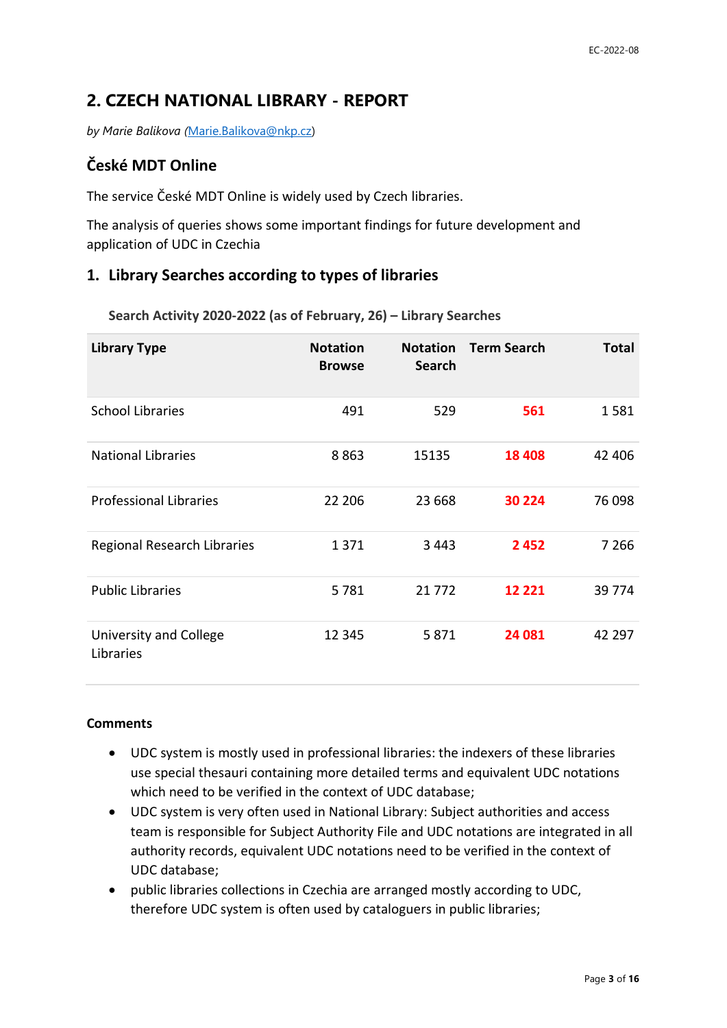## 2. CZECH NATIONAL LIBRARY - REPORT

*by Marie Balikova (Marie.Balikova@nkp.cz)*

### České MDT Online

The service České MDT Online is widely used by Czech libraries.

The analysis of queries shows some important findings for future development and application of UDC in Czechia

### 1. Library Searches according to types of libraries

**Search Activity 2020-2022 (as of February, 26) – Library Searches**

| Library Type | Notation Browse | Notation Search | Term Search | Total |
|---|---|---|---|---|
| School Libraries | 491 | 529 | **561** | 1 581 |
| National Libraries | 8 863 | 15135 | **18 408** | 42 406 |
| Professional Libraries | 22 206 | 23 668 | **30 224** | 76 098 |
| Regional Research Libraries | 1 371 | 3 443 | **2 452** | 7 266 |
| Public Libraries | 5 781 | 21 772 | **12 221** | 39 774 |
| University and College Libraries | 12 345 | 5 871 | **24 081** | 42 297 |

**Comments**

- UDC system is mostly used in professional libraries: the indexers of these libraries use special thesauri containing more detailed terms and equivalent UDC notations which need to be verified in the context of UDC database;
- UDC system is very often used in National Library: Subject authorities and access team is responsible for Subject Authority File and UDC notations are integrated in all authority records, equivalent UDC notations need to be verified in the context of UDC database;
- public libraries collections in Czechia are arranged mostly according to UDC, therefore UDC system is often used by cataloguers in public libraries;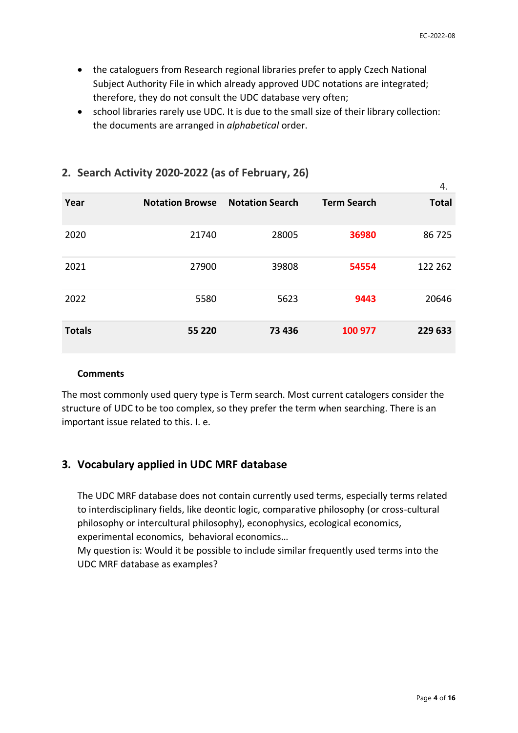- the cataloguers from Research regional libraries prefer to apply Czech National Subject Authority File in which already approved UDC notations are integrated; therefore, they do not consult the UDC database very often;
- school libraries rarely use UDC. It is due to the small size of their library collection: the documents are arranged in *alphabetical* order.

## 2. Search Activity 2020-2022 (as of February, 26)

4.

| Year | Notation Browse | Notation Search | Term Search | Total |
|---|---|---|---|---|
| 2020 | 21740 | 28005 | **36980** | 86 725 |
| 2021 | 27900 | 39808 | **54554** | 122 262 |
| 2022 | 5580 | 5623 | **9443** | 20646 |
| **Totals** | **55 220** | **73 436** | 100 977 | **229 633** |

**Comments**

The most commonly used query type is Term search. Most current catalogers consider the structure of UDC to be too complex, so they prefer the term when searching. There is an important issue related to this. I. e.

## 3. Vocabulary applied in UDC MRF database

The UDC MRF database does not contain currently used terms, especially terms related to interdisciplinary fields, like deontic logic, comparative philosophy (or cross-cultural philosophy or intercultural philosophy), econophysics, ecological economics, experimental economics, behavioral economics…
My question is: Would it be possible to include similar frequently used terms into the UDC MRF database as examples?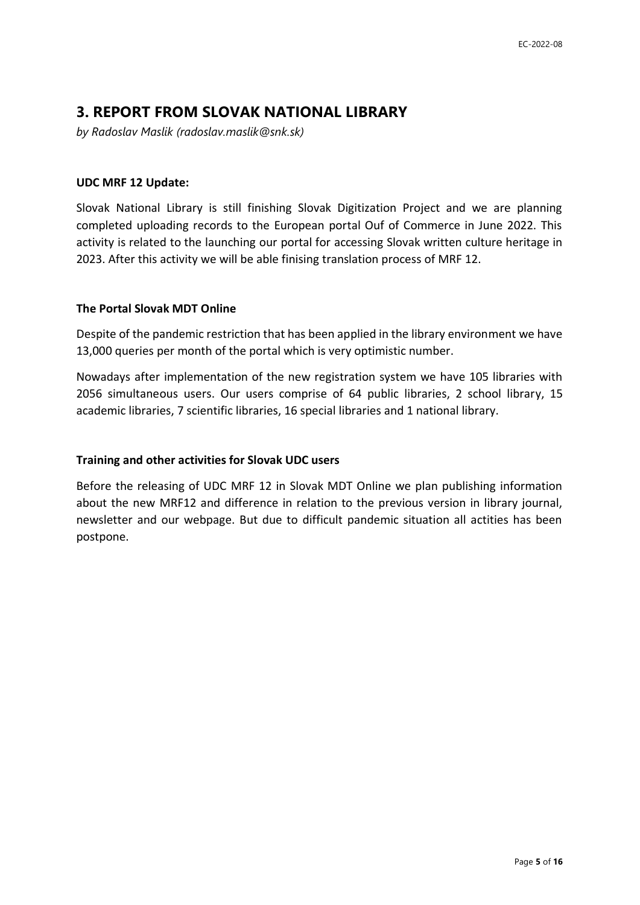## 3. REPORT FROM SLOVAK NATIONAL LIBRARY

*by Radoslav Maslik (radoslav.maslik@snk.sk)*

**UDC MRF 12 Update:**

Slovak National Library is still finishing Slovak Digitization Project and we are planning completed uploading records to the European portal Ouf of Commerce in June 2022. This activity is related to the launching our portal for accessing Slovak written culture heritage in 2023. After this activity we will be able finising translation process of MRF 12.

**The Portal Slovak MDT Online**

Despite of the pandemic restriction that has been applied in the library environment we have 13,000 queries per month of the portal which is very optimistic number.

Nowadays after implementation of the new registration system we have 105 libraries with 2056 simultaneous users. Our users comprise of 64 public libraries, 2 school library, 15 academic libraries, 7 scientific libraries, 16 special libraries and 1 national library.

**Training and other activities for Slovak UDC users**

Before the releasing of UDC MRF 12 in Slovak MDT Online we plan publishing information about the new MRF12 and difference in relation to the previous version in library journal, newsletter and our webpage. But due to difficult pandemic situation all actities has been postpone.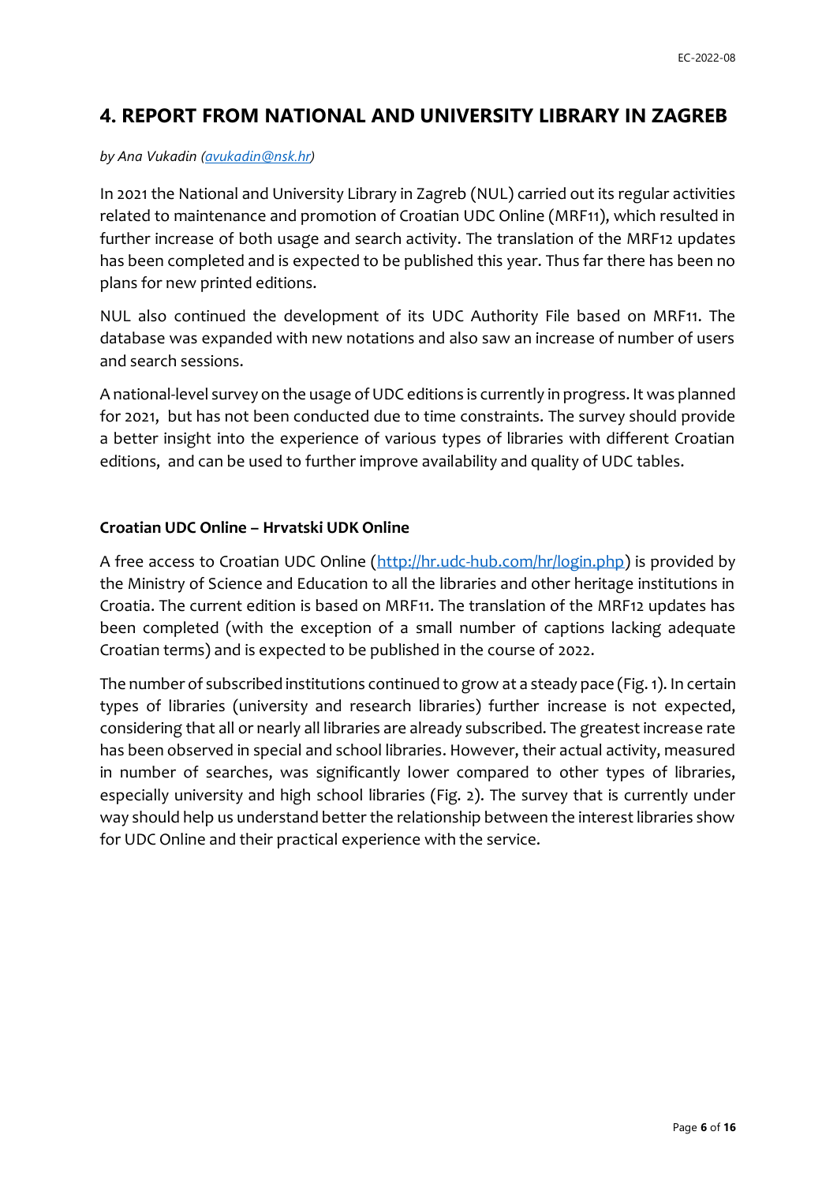## 4. REPORT FROM NATIONAL AND UNIVERSITY LIBRARY IN ZAGREB

*by Ana Vukadin (avukadin@nsk.hr)*

In 2021 the National and University Library in Zagreb (NUL) carried out its regular activities related to maintenance and promotion of Croatian UDC Online (MRF11), which resulted in further increase of both usage and search activity. The translation of the MRF12 updates has been completed and is expected to be published this year. Thus far there has been no plans for new printed editions.

NUL also continued the development of its UDC Authority File based on MRF11. The database was expanded with new notations and also saw an increase of number of users and search sessions.

A national-level survey on the usage of UDC editions is currently in progress. It was planned for 2021, but has not been conducted due to time constraints. The survey should provide a better insight into the experience of various types of libraries with different Croatian editions, and can be used to further improve availability and quality of UDC tables.

### Croatian UDC Online – Hrvatski UDK Online

A free access to Croatian UDC Online (http://hr.udc-hub.com/hr/login.php) is provided by the Ministry of Science and Education to all the libraries and other heritage institutions in Croatia. The current edition is based on MRF11. The translation of the MRF12 updates has been completed (with the exception of a small number of captions lacking adequate Croatian terms) and is expected to be published in the course of 2022.

The number of subscribed institutions continued to grow at a steady pace (Fig. 1). In certain types of libraries (university and research libraries) further increase is not expected, considering that all or nearly all libraries are already subscribed. The greatest increase rate has been observed in special and school libraries. However, their actual activity, measured in number of searches, was significantly lower compared to other types of libraries, especially university and high school libraries (Fig. 2). The survey that is currently under way should help us understand better the relationship between the interest libraries show for UDC Online and their practical experience with the service.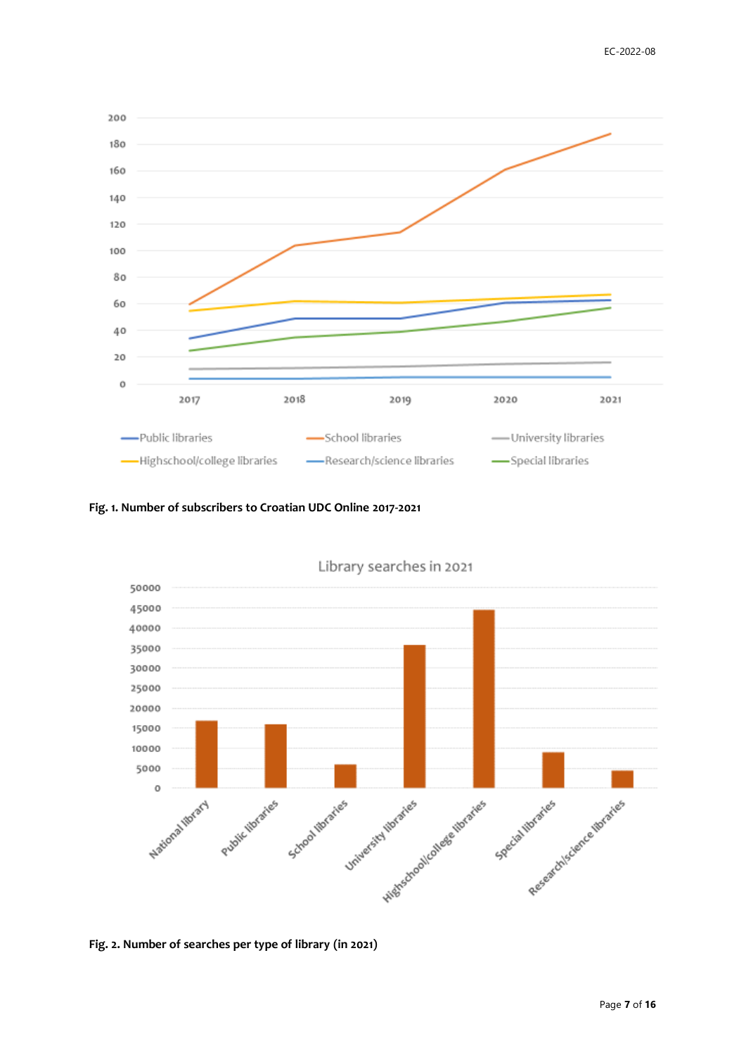Fig. 1. Number of subscribers to Croatian UDC Online 2017-2021

Fig. 2. Number of searches per type of library (in 2021)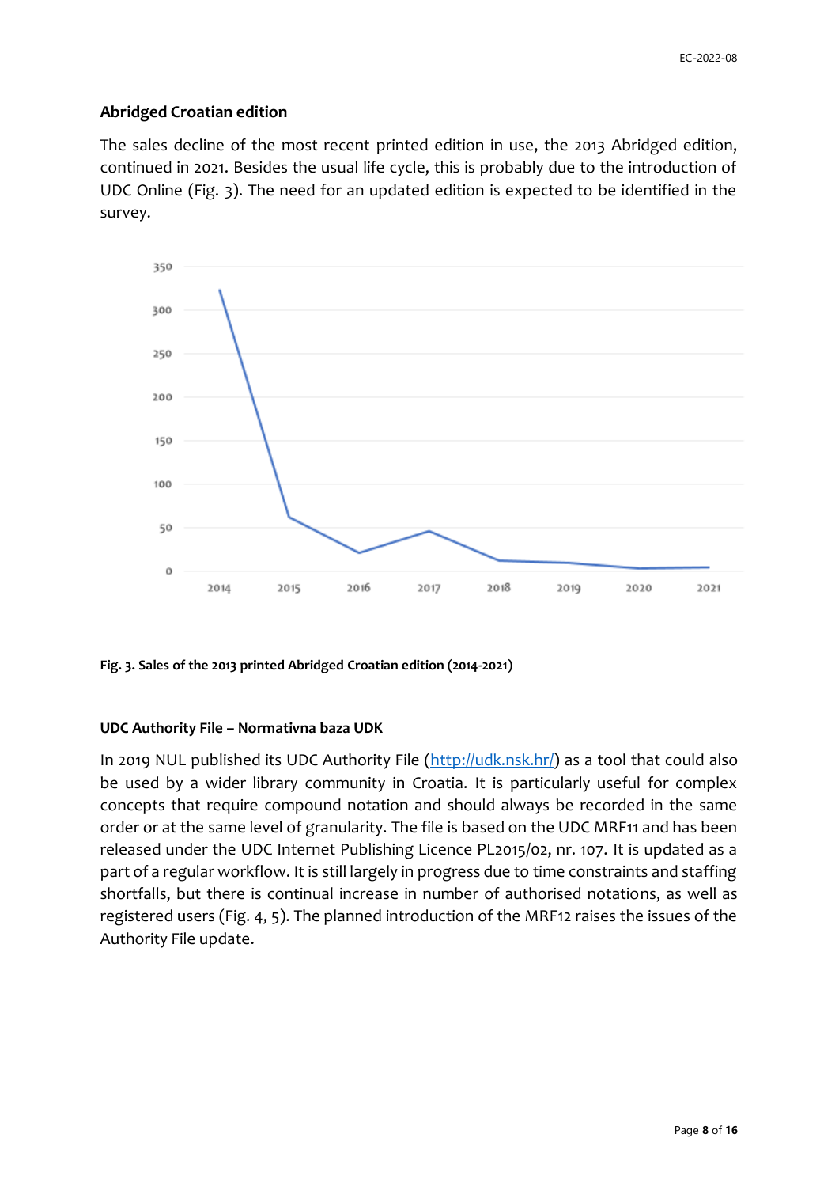### Abridged Croatian edition

The sales decline of the most recent printed edition in use, the 2013 Abridged edition, continued in 2021. Besides the usual life cycle, this is probably due to the introduction of UDC Online (Fig. 3). The need for an updated edition is expected to be identified in the survey.

**Fig. 3. Sales of the 2013 printed Abridged Croatian edition (2014-2021)**

#### UDC Authority File – Normativna baza UDK

In 2019 NUL published its UDC Authority File (http://udk.nsk.hr/) as a tool that could also be used by a wider library community in Croatia. It is particularly useful for complex concepts that require compound notation and should always be recorded in the same order or at the same level of granularity. The file is based on the UDC MRF11 and has been released under the UDC Internet Publishing Licence PL2015/02, nr. 107. It is updated as a part of a regular workflow. It is still largely in progress due to time constraints and staffing shortfalls, but there is continual increase in number of authorised notations, as well as registered users (Fig. 4, 5). The planned introduction of the MRF12 raises the issues of the Authority File update.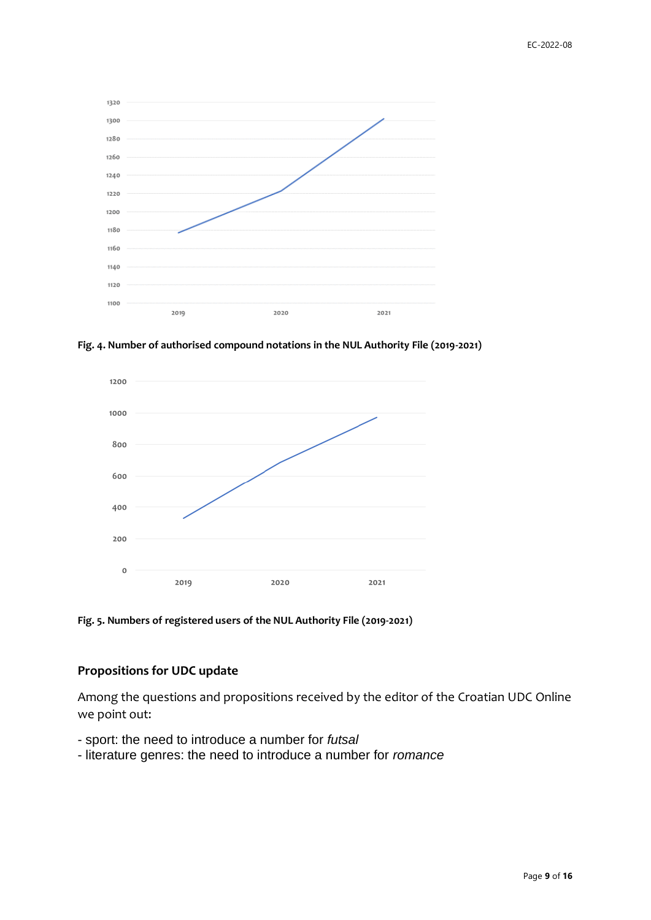Fig. 4. Number of authorised compound notations in the NUL Authority File (2019-2021)

Fig. 5. Numbers of registered users of the NUL Authority File (2019-2021)

## Propositions for UDC update

Among the questions and propositions received by the editor of the Croatian UDC Online we point out:

- sport: the need to introduce a number for *futsal*
- literature genres: the need to introduce a number for *romance*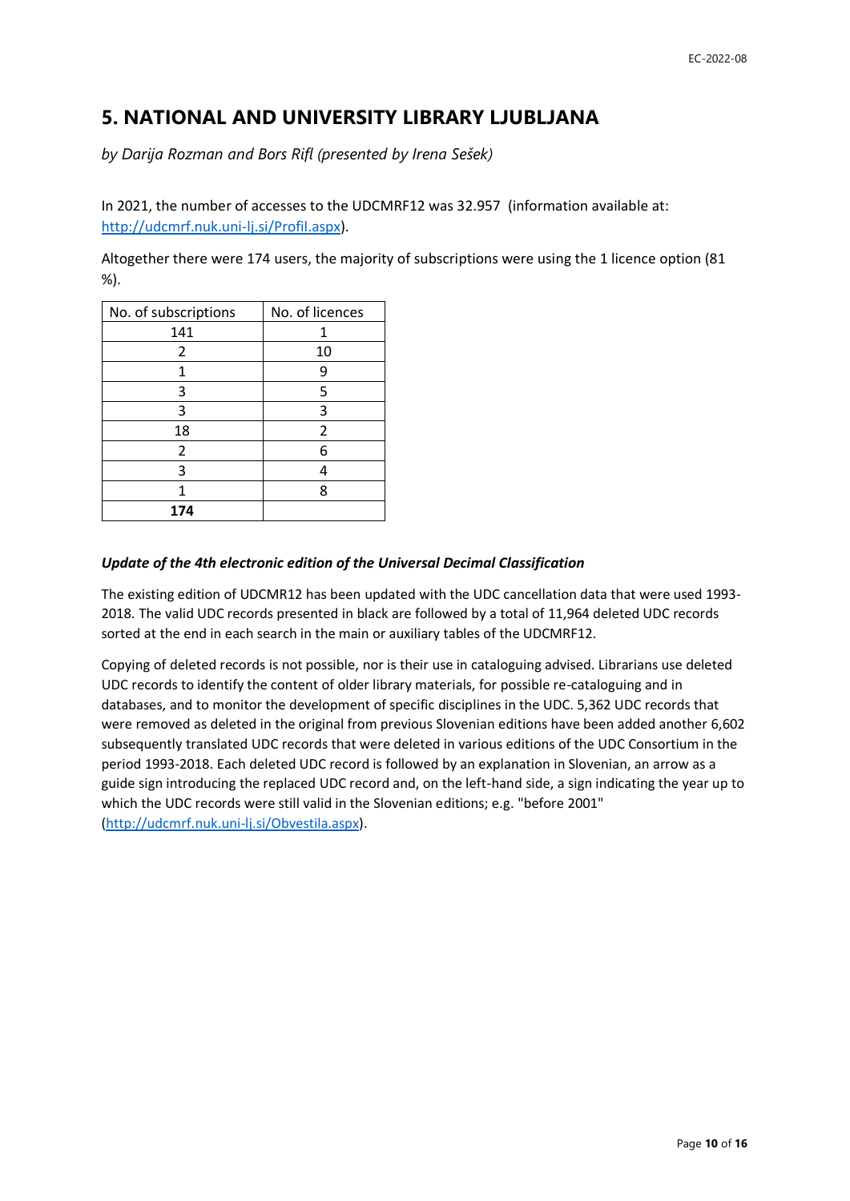## 5. NATIONAL AND UNIVERSITY LIBRARY LJUBLJANA

*by Darija Rozman and Bors Rifl (presented by Irena Sešek)*

In 2021, the number of accesses to the UDCMRF12 was 32.957 (information available at: http://udcmrf.nuk.uni-lj.si/Profil.aspx).

Altogether there were 174 users, the majority of subscriptions were using the 1 licence option (81 %).

| No. of subscriptions | No. of licences |
|---|---|
| 141 | 1 |
| 2 | 10 |
| 1 | 9 |
| 3 | 5 |
| 3 | 3 |
| 18 | 2 |
| 2 | 6 |
| 3 | 4 |
| 1 | 8 |
| **174** | |

### *Update of the 4th electronic edition of the Universal Decimal Classification*

The existing edition of UDCMR12 has been updated with the UDC cancellation data that were used 1993-2018. The valid UDC records presented in black are followed by a total of 11,964 deleted UDC records sorted at the end in each search in the main or auxiliary tables of the UDCMRF12.

Copying of deleted records is not possible, nor is their use in cataloguing advised. Librarians use deleted UDC records to identify the content of older library materials, for possible re-cataloguing and in databases, and to monitor the development of specific disciplines in the UDC. 5,362 UDC records that were removed as deleted in the original from previous Slovenian editions have been added another 6,602 subsequently translated UDC records that were deleted in various editions of the UDC Consortium in the period 1993-2018. Each deleted UDC record is followed by an explanation in Slovenian, an arrow as a guide sign introducing the replaced UDC record and, on the left-hand side, a sign indicating the year up to which the UDC records were still valid in the Slovenian editions; e.g. "before 2001" (http://udcmrf.nuk.uni-lj.si/Obvestila.aspx).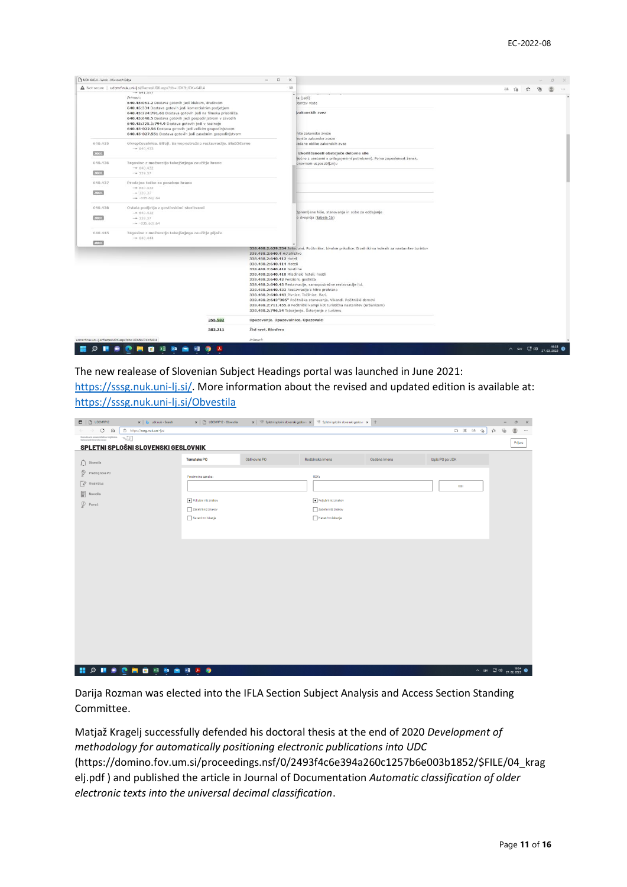The new realease of Slovenian Subject Headings portal was launched in June 2021: https://sssg.nuk.uni-lj.si/. More information about the revised and updated edition is available at: https://sssg.nuk.uni-lj.si/Obvestila

Darija Rozman was elected into the IFLA Section Subject Analysis and Access Section Standing Committee.

Matjaž Kragelj successfully defended his doctoral thesis at the end of 2020 *Development of methodology for automatically positioning electronic publications into UDC* (https://domino.fov.um.si/proceedings.nsf/0/2493f4c6e394a260c1257b6e003b1852/$FILE/04_kragelj.pdf ) and published the article in Journal of Documentation *Automatic classification of older electronic texts into the universal decimal classification*.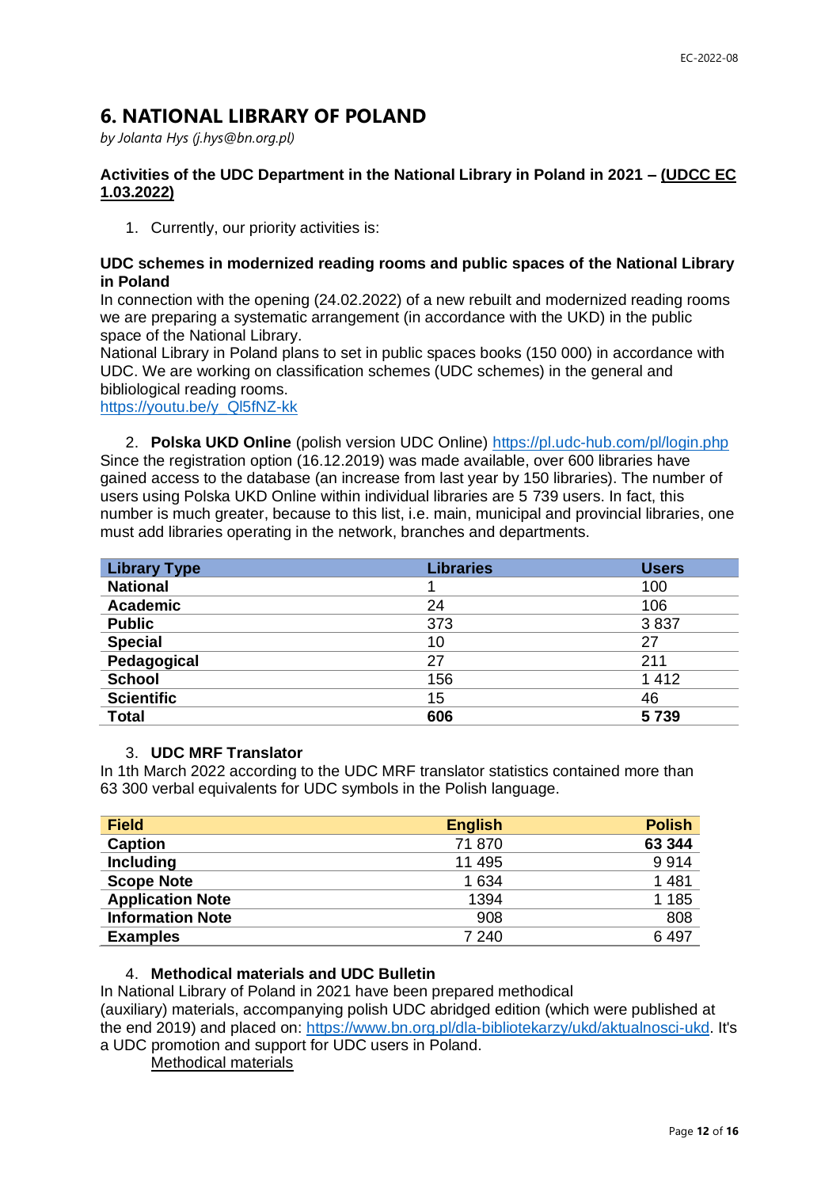## 6. NATIONAL LIBRARY OF POLAND

*by Jolanta Hys (j.hys@bn.org.pl)*

**Activities of the UDC Department in the National Library in Poland in 2021 – <u>(UDCC EC 1.03.2022)</u>**

1. Currently, our priority activities is:

**UDC schemes in modernized reading rooms and public spaces of the National Library in Poland**

In connection with the opening (24.02.2022) of a new rebuilt and modernized reading rooms we are preparing a systematic arrangement (in accordance with the UKD) in the public space of the National Library.

National Library in Poland plans to set in public spaces books (150 000) in accordance with UDC. We are working on classification schemes (UDC schemes) in the general and bibliological reading rooms.

https://youtu.be/y_Ql5fNZ-kk

2. **Polska UKD Online** (polish version UDC Online) https://pl.udc-hub.com/pl/login.php

Since the registration option (16.12.2019) was made available, over 600 libraries have gained access to the database (an increase from last year by 150 libraries). The number of users using Polska UKD Online within individual libraries are 5 739 users. In fact, this number is much greater, because to this list, i.e. main, municipal and provincial libraries, one must add libraries operating in the network, branches and departments.

| Library Type | Libraries | Users |
|---|---|---|
| **National** | 1 | 100 |
| **Academic** | 24 | 106 |
| **Public** | 373 | 3 837 |
| **Special** | 10 | 27 |
| **Pedagogical** | 27 | 211 |
| **School** | 156 | 1 412 |
| **Scientific** | 15 | 46 |
| **Total** | **606** | **5 739** |

3. **UDC MRF Translator**

In 1th March 2022 according to the UDC MRF translator statistics contained more than 63 300 verbal equivalents for UDC symbols in the Polish language.

| Field | English | Polish |
|---|---|---|
| **Caption** | 71 870 | **63 344** |
| **Including** | 11 495 | 9 914 |
| **Scope Note** | 1 634 | 1 481 |
| **Application Note** | 1394 | 1 185 |
| **Information Note** | 908 | 808 |
| **Examples** | 7 240 | 6 497 |

4. **Methodical materials and UDC Bulletin**

In National Library of Poland in 2021 have been prepared methodical (auxiliary) materials, accompanying polish UDC abridged edition (which were published at the end 2019) and placed on: https://www.bn.org.pl/dla-bibliotekarzy/ukd/aktualnosci-ukd. It's a UDC promotion and support for UDC users in Poland.

<u>Methodical materials</u>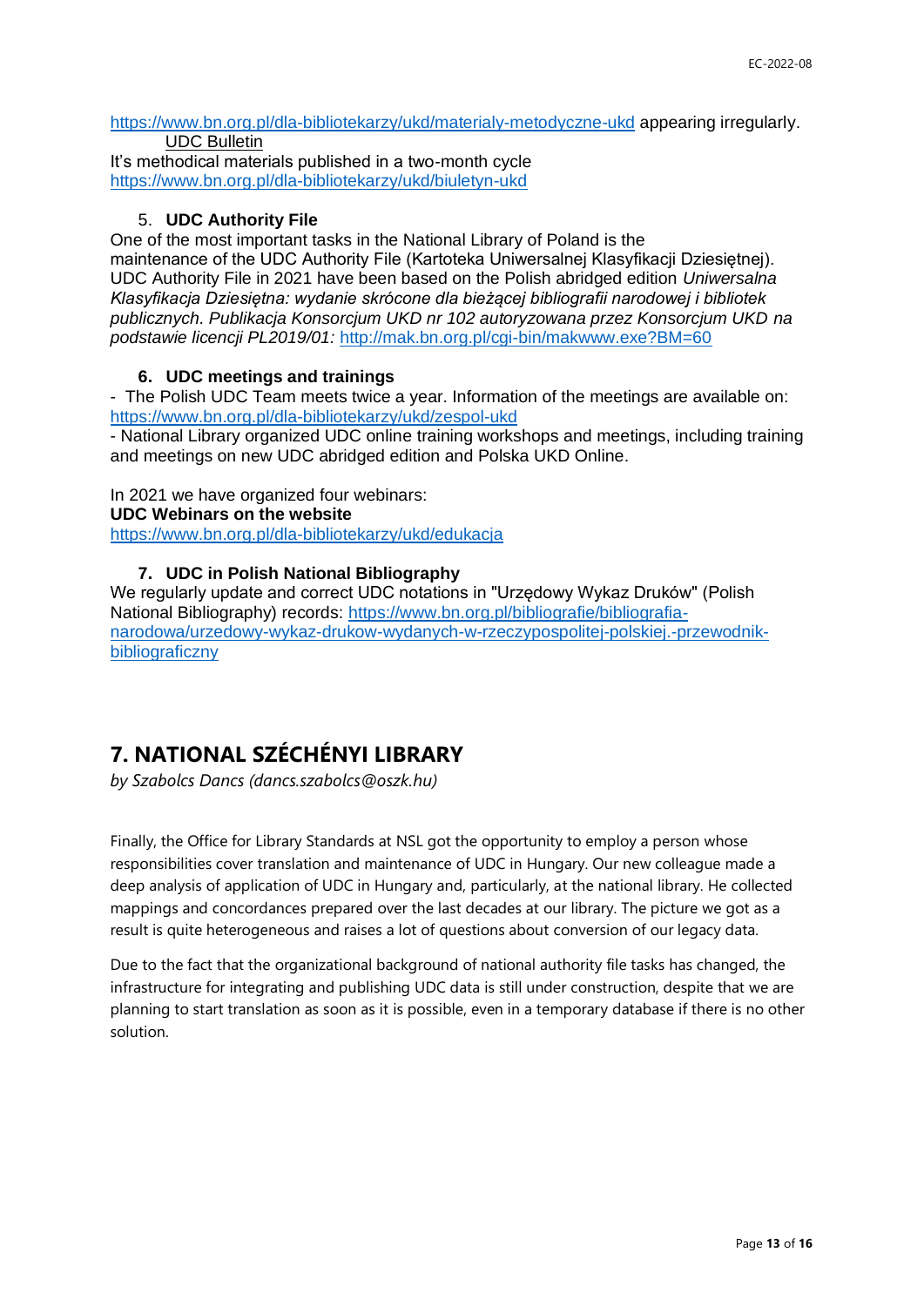https://www.bn.org.pl/dla-bibliotekarzy/ukd/materialy-metodyczne-ukd appearing irregularly.

UDC Bulletin

It's methodical materials published in a two-month cycle
https://www.bn.org.pl/dla-bibliotekarzy/ukd/biuletyn-ukd

5. **UDC Authority File**

One of the most important tasks in the National Library of Poland is the maintenance of the UDC Authority File (Kartoteka Uniwersalnej Klasyfikacji Dziesiętnej). UDC Authority File in 2021 have been based on the Polish abridged edition *Uniwersalna Klasyfikacja Dziesiętna: wydanie skrócone dla bieżącej bibliografii narodowej i bibliotek publicznych. Publikacja Konsorcjum UKD nr 102 autoryzowana przez Konsorcjum UKD na podstawie licencji PL2019/01:* http://mak.bn.org.pl/cgi-bin/makwww.exe?BM=60

6. **UDC meetings and trainings**

- The Polish UDC Team meets twice a year. Information of the meetings are available on: https://www.bn.org.pl/dla-bibliotekarzy/ukd/zespol-ukd
- National Library organized UDC online training workshops and meetings, including training and meetings on new UDC abridged edition and Polska UKD Online.

In 2021 we have organized four webinars:

**UDC Webinars on the website**

https://www.bn.org.pl/dla-bibliotekarzy/ukd/edukacja

7. **UDC in Polish National Bibliography**

We regularly update and correct UDC notations in "Urzędowy Wykaz Druków" (Polish National Bibliography) records: https://www.bn.org.pl/bibliografie/bibliografia-narodowa/urzedowy-wykaz-drukow-wydanych-w-rzeczypospolitej-polskiej.-przewodnik-bibliograficzny

# 7. NATIONAL SZÉCHÉNYI LIBRARY

*by Szabolcs Dancs (dancs.szabolcs@oszk.hu)*

Finally, the Office for Library Standards at NSL got the opportunity to employ a person whose responsibilities cover translation and maintenance of UDC in Hungary. Our new colleague made a deep analysis of application of UDC in Hungary and, particularly, at the national library. He collected mappings and concordances prepared over the last decades at our library. The picture we got as a result is quite heterogeneous and raises a lot of questions about conversion of our legacy data.

Due to the fact that the organizational background of national authority file tasks has changed, the infrastructure for integrating and publishing UDC data is still under construction, despite that we are planning to start translation as soon as it is possible, even in a temporary database if there is no other solution.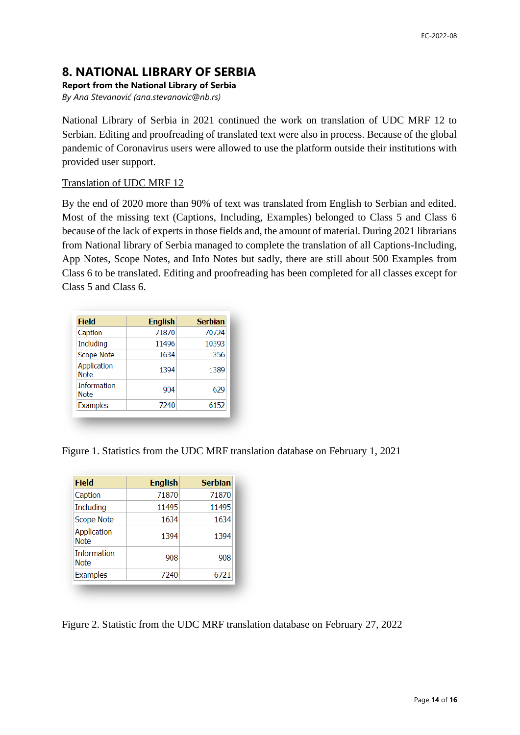# 8. NATIONAL LIBRARY OF SERBIA

**Report from the National Library of Serbia**

*By Ana Stevanović (ana.stevanovic@nb.rs)*

National Library of Serbia in 2021 continued the work on translation of UDC MRF 12 to Serbian. Editing and proofreading of translated text were also in process. Because of the global pandemic of Coronavirus users were allowed to use the platform outside their institutions with provided user support.

<u>Translation of UDC MRF 12</u>

By the end of 2020 more than 90% of text was translated from English to Serbian and edited. Most of the missing text (Captions, Including, Examples) belonged to Class 5 and Class 6 because of the lack of experts in those fields and, the amount of material. During 2021 librarians from National library of Serbia managed to complete the translation of all Captions-Including, App Notes, Scope Notes, and Info Notes but sadly, there are still about 500 Examples from Class 6 to be translated. Editing and proofreading has been completed for all classes except for Class 5 and Class 6.

| Field | English | Serbian |
|---|---|---|
| Caption | 71870 | 70724 |
| Including | 11496 | 10393 |
| Scope Note | 1634 | 1356 |
| Application Note | 1394 | 1389 |
| Information Note | 904 | 629 |
| Examples | 7240 | 6152 |

Figure 1. Statistics from the UDC MRF translation database on February 1, 2021

| Field | English | Serbian |
|---|---|---|
| Caption | 71870 | 71870 |
| Including | 11495 | 11495 |
| Scope Note | 1634 | 1634 |
| Application Note | 1394 | 1394 |
| Information Note | 908 | 908 |
| Examples | 7240 | 6721 |

Figure 2. Statistic from the UDC MRF translation database on February 27, 2022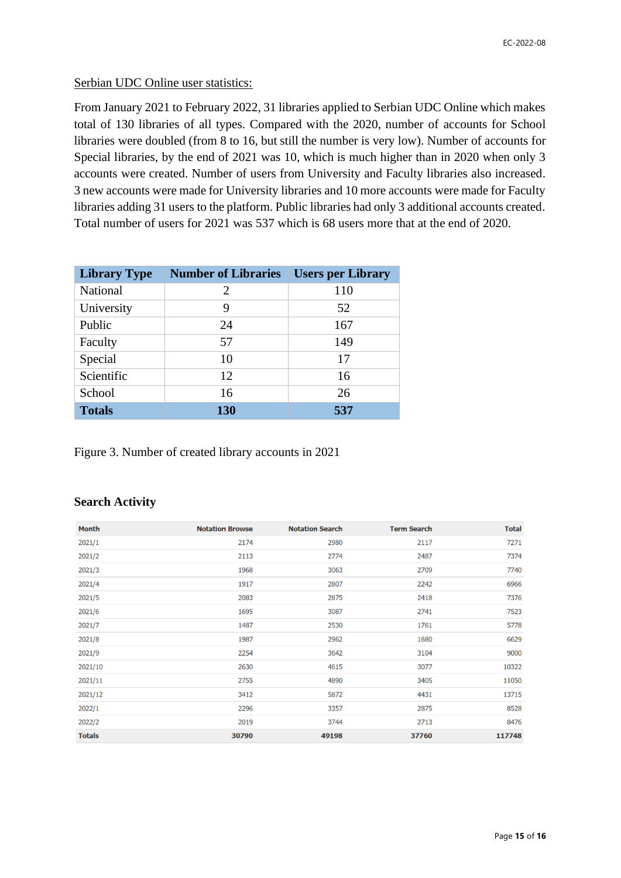Serbian UDC Online user statistics:

From January 2021 to February 2022, 31 libraries applied to Serbian UDC Online which makes total of 130 libraries of all types. Compared with the 2020, number of accounts for School libraries were doubled (from 8 to 16, but still the number is very low). Number of accounts for Special libraries, by the end of 2021 was 10, which is much higher than in 2020 when only 3 accounts were created. Number of users from University and Faculty libraries also increased. 3 new accounts were made for University libraries and 10 more accounts were made for Faculty libraries adding 31 users to the platform. Public libraries had only 3 additional accounts created. Total number of users for 2021 was 537 which is 68 users more that at the end of 2020.

| Library Type | Number of Libraries | Users per Library |
|---|---|---|
| National | 2 | 110 |
| University | 9 | 52 |
| Public | 24 | 167 |
| Faculty | 57 | 149 |
| Special | 10 | 17 |
| Scientific | 12 | 16 |
| School | 16 | 26 |
| **Totals** | **130** | **537** |

Figure 3. Number of created library accounts in 2021

### Search Activity

| Month | Notation Browse | Notation Search | Term Search | Total |
|---|---|---|---|---|
| 2021/1 | 2174 | 2980 | 2117 | 7271 |
| 2021/2 | 2113 | 2774 | 2487 | 7374 |
| 2021/3 | 1968 | 3063 | 2709 | 7740 |
| 2021/4 | 1917 | 2807 | 2242 | 6966 |
| 2021/5 | 2083 | 2875 | 2418 | 7376 |
| 2021/6 | 1695 | 3087 | 2741 | 7523 |
| 2021/7 | 1487 | 2530 | 1761 | 5778 |
| 2021/8 | 1987 | 2962 | 1680 | 6629 |
| 2021/9 | 2254 | 3642 | 3104 | 9000 |
| 2021/10 | 2630 | 4615 | 3077 | 10322 |
| 2021/11 | 2755 | 4890 | 3405 | 11050 |
| 2021/12 | 3412 | 5872 | 4431 | 13715 |
| 2022/1 | 2296 | 3357 | 2875 | 8528 |
| 2022/2 | 2019 | 3744 | 2713 | 8476 |
| **Totals** | **30790** | **49198** | **37760** | **117748** |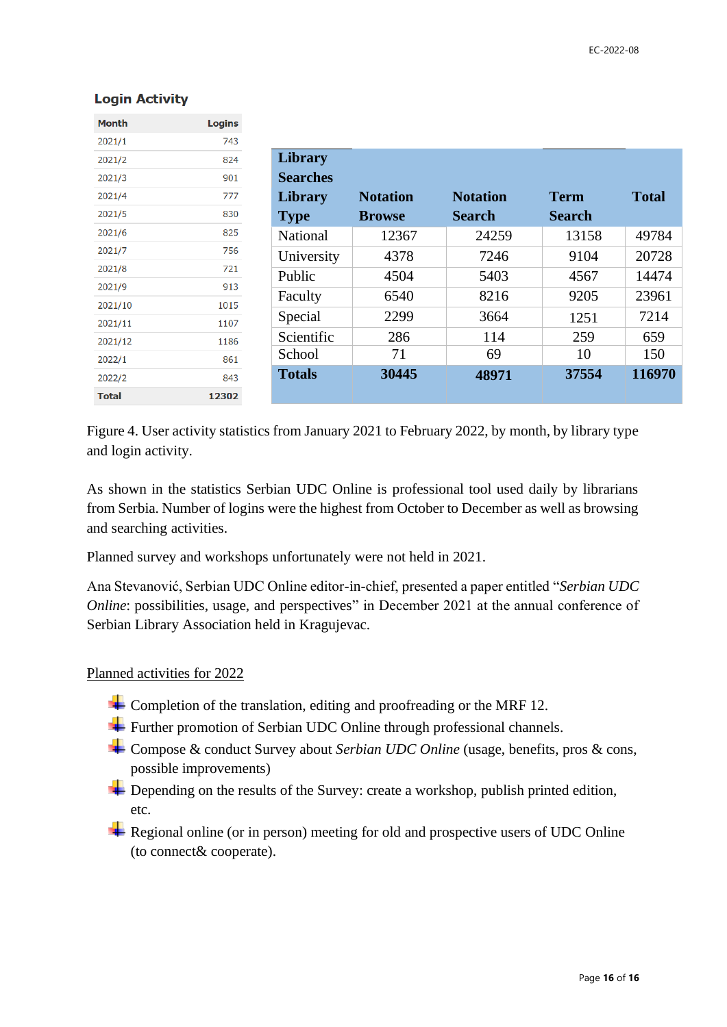### Login Activity

| Month | Logins |
|---|---|
| 2021/1 | 743 |
| 2021/2 | 824 |
| 2021/3 | 901 |
| 2021/4 | 777 |
| 2021/5 | 830 |
| 2021/6 | 825 |
| 2021/7 | 756 |
| 2021/8 | 721 |
| 2021/9 | 913 |
| 2021/10 | 1015 |
| 2021/11 | 1107 |
| 2021/12 | 1186 |
| 2022/1 | 861 |
| 2022/2 | 843 |
| **Total** | **12302** |

| **Library Searches** | | | | |
|---|---|---|---|---|
| **Library Type** | **Notation Browse** | **Notation Search** | **Term Search** | **Total** |
| National | 12367 | 24259 | 13158 | 49784 |
| University | 4378 | 7246 | 9104 | 20728 |
| Public | 4504 | 5403 | 4567 | 14474 |
| Faculty | 6540 | 8216 | 9205 | 23961 |
| Special | 2299 | 3664 | 1251 | 7214 |
| Scientific | 286 | 114 | 259 | 659 |
| School | 71 | 69 | 10 | 150 |
| **Totals** | **30445** | **48971** | **37554** | **116970** |

Figure 4. User activity statistics from January 2021 to February 2022, by month, by library type and login activity.

As shown in the statistics Serbian UDC Online is professional tool used daily by librarians from Serbia. Number of logins were the highest from October to December as well as browsing and searching activities.

Planned survey and workshops unfortunately were not held in 2021.

Ana Stevanović, Serbian UDC Online editor-in-chief, presented a paper entitled "*Serbian UDC Online*: possibilities, usage, and perspectives" in December 2021 at the annual conference of Serbian Library Association held in Kragujevac.

Planned activities for 2022

- Completion of the translation, editing and proofreading or the MRF 12.
- Further promotion of Serbian UDC Online through professional channels.
- Compose & conduct Survey about *Serbian UDC Online* (usage, benefits, pros & cons, possible improvements)
- Depending on the results of the Survey: create a workshop, publish printed edition, etc.
- Regional online (or in person) meeting for old and prospective users of UDC Online (to connect& cooperate).